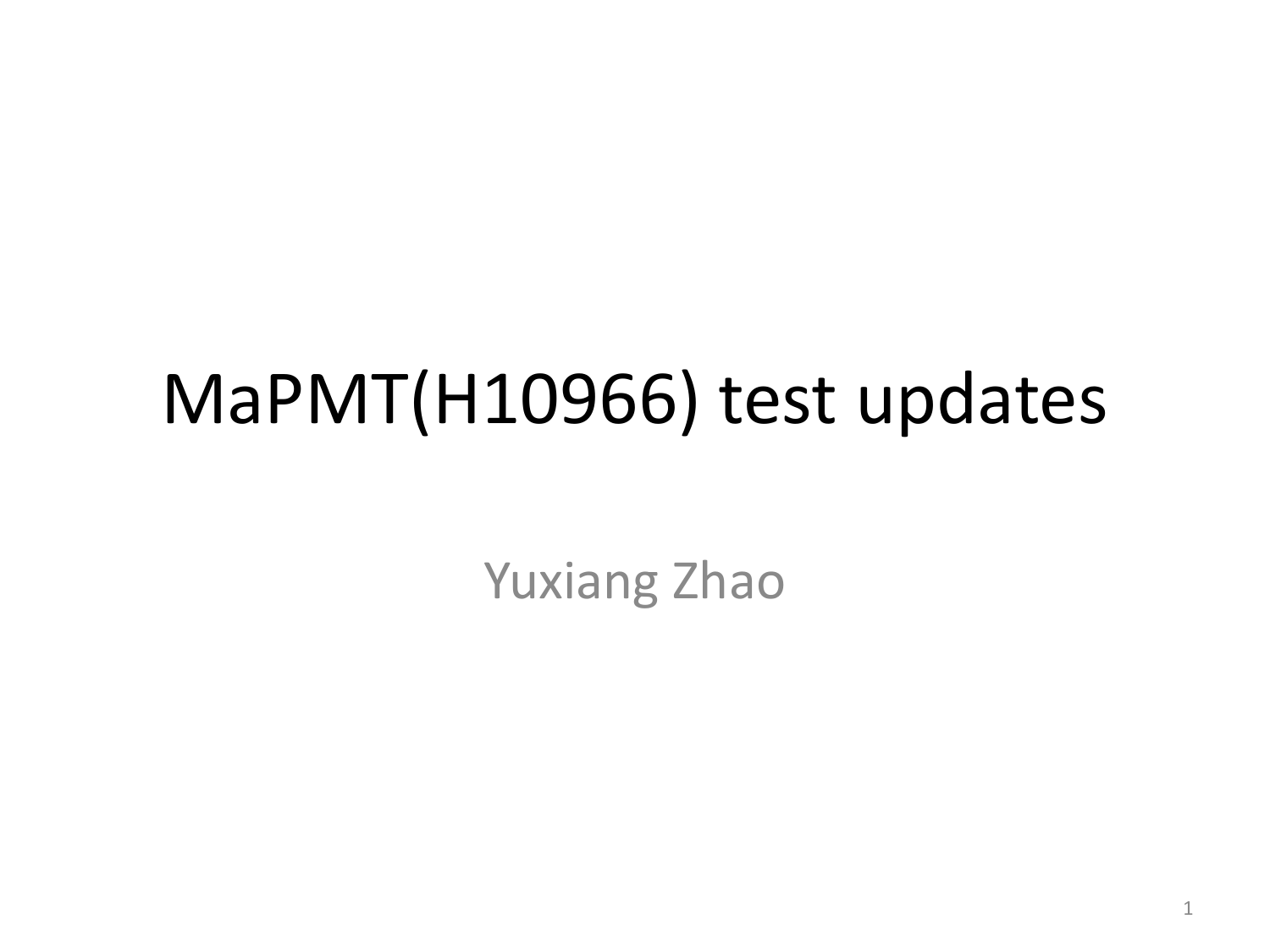# MaPMT(H10966) test updates

Yuxiang Zhao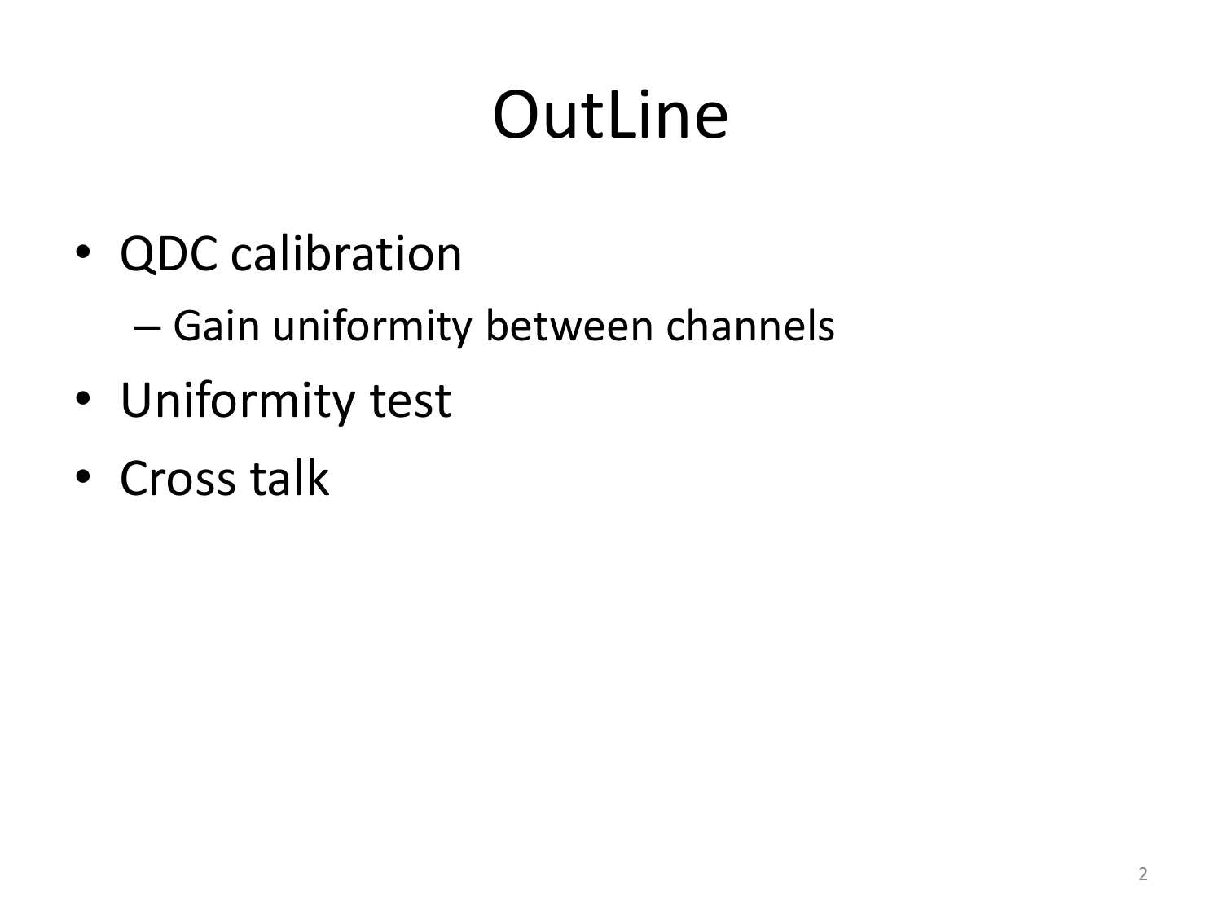# OutLine

- QDC calibration
  - Gain uniformity between channels
- Uniformity test
- Cross talk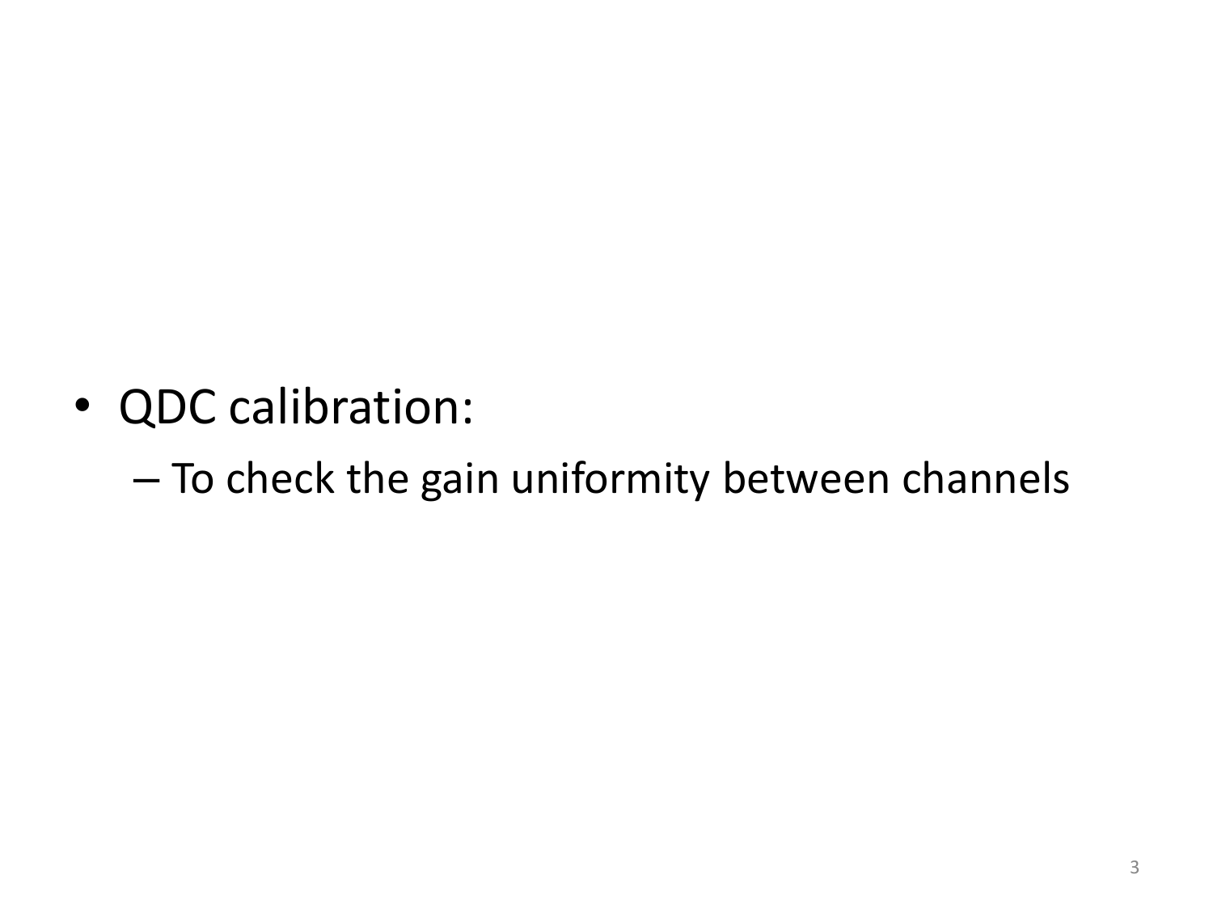- QDC calibration:
  - To check the gain uniformity between channels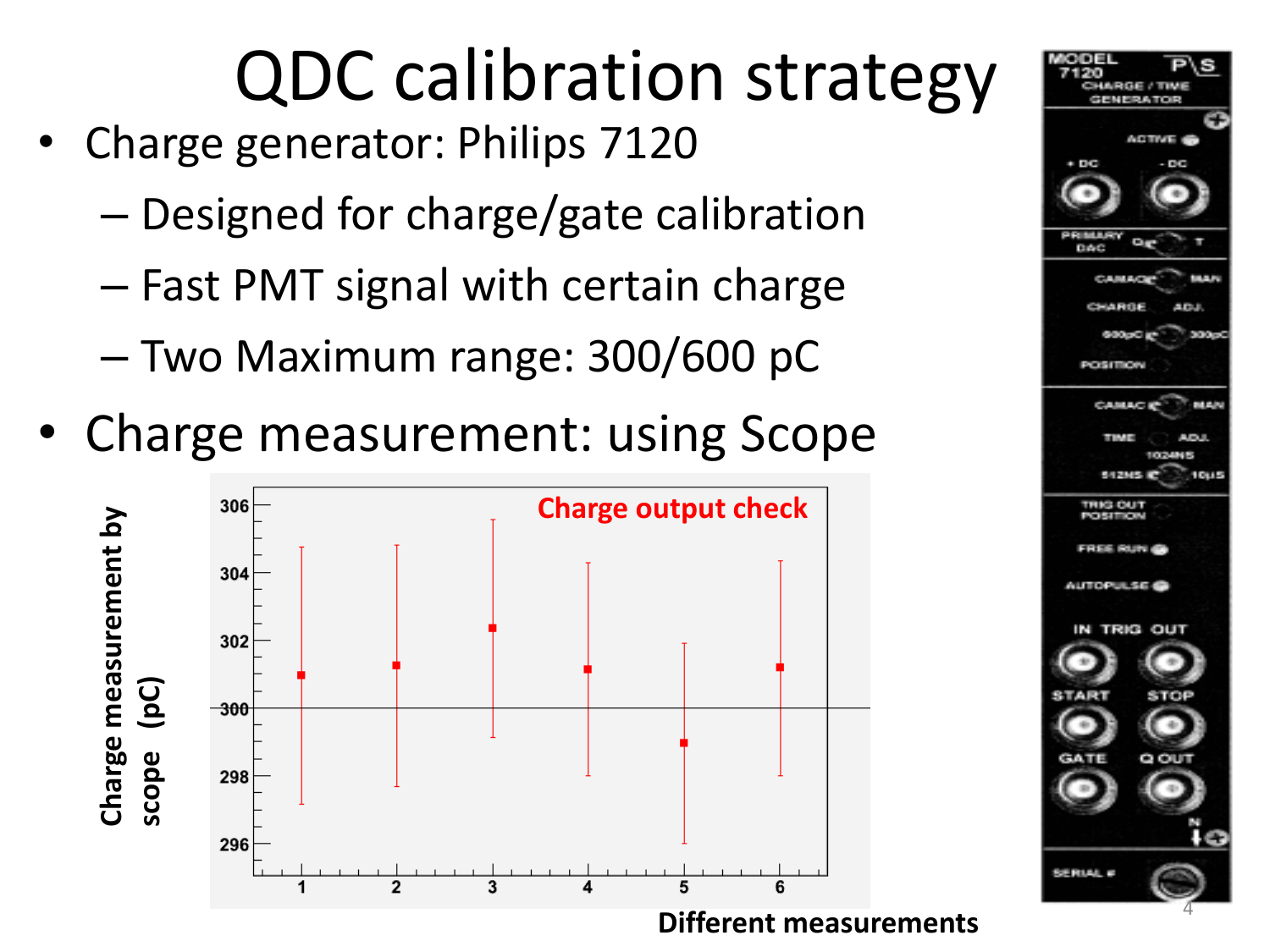# QDC calibration strategy

- Charge generator: Philips 7120
  - Designed for charge/gate calibration
  - Fast PMT signal with certain charge
  - Two Maximum range: 300/600 pC
- Charge measurement: using Scope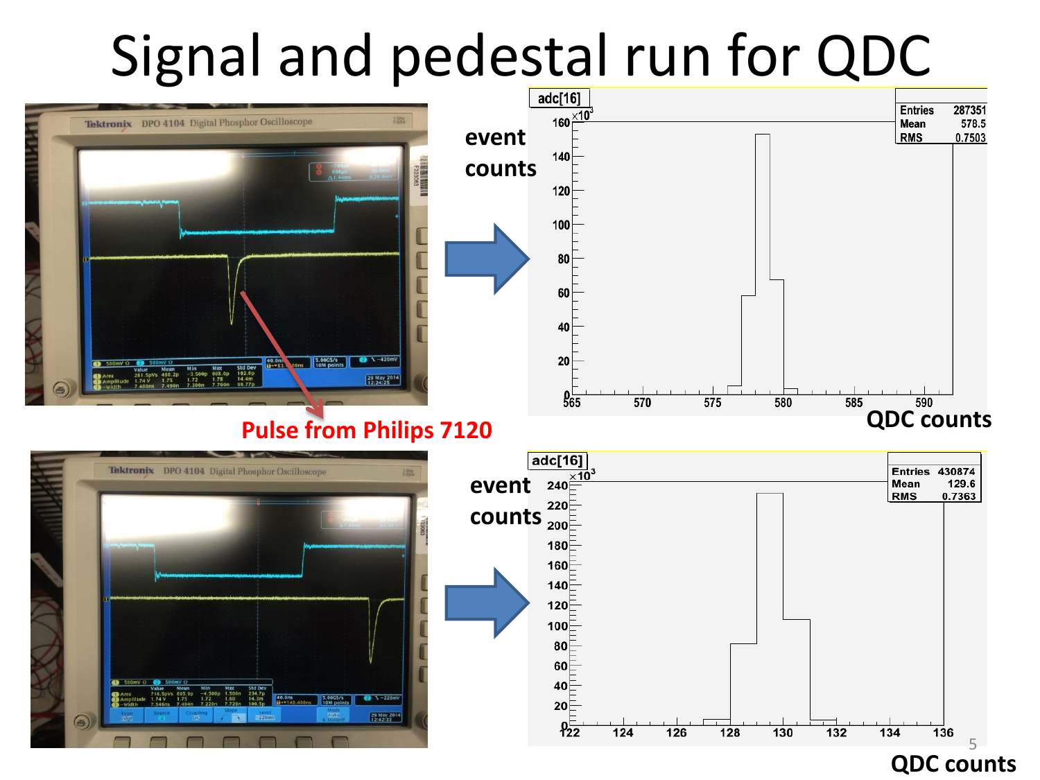# Signal and pedestal run for QDC

Pulse from Philips 7120

adc[16]

| Entries | 287351 |
| --- | --- |
| Mean | 578.5 |
| RMS | 0.7503 |

event counts ($\times 10^3$)

QDC counts

adc[16]

| Entries | 430874 |
| --- | --- |
| Mean | 129.6 |
| RMS | 0.7363 |

event counts ($\times 10^3$)

QDC counts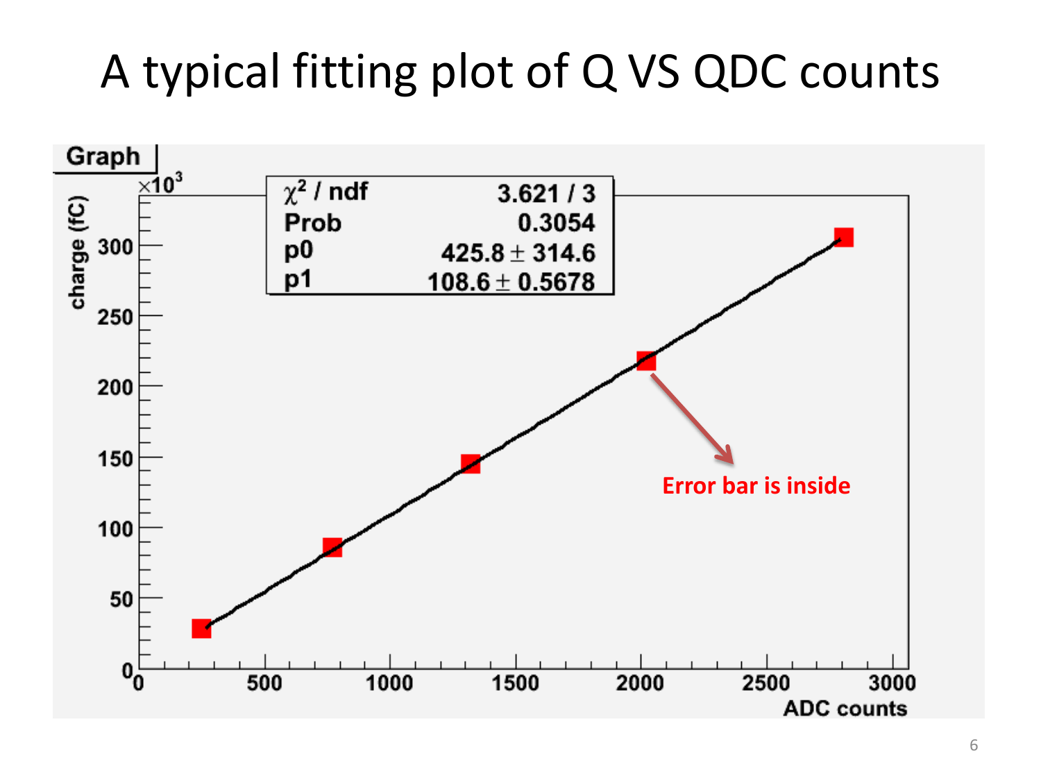# A typical fitting plot of Q VS QDC counts

Graph

| $\chi^2$ / ndf | 3.621 / 3 |
|---|---|
| Prob | 0.3054 |
| p0 | 425.8 ± 314.6 |
| p1 | 108.6 ± 0.5678 |

charge (fC) $\times 10^3$

ADC counts

Error bar is inside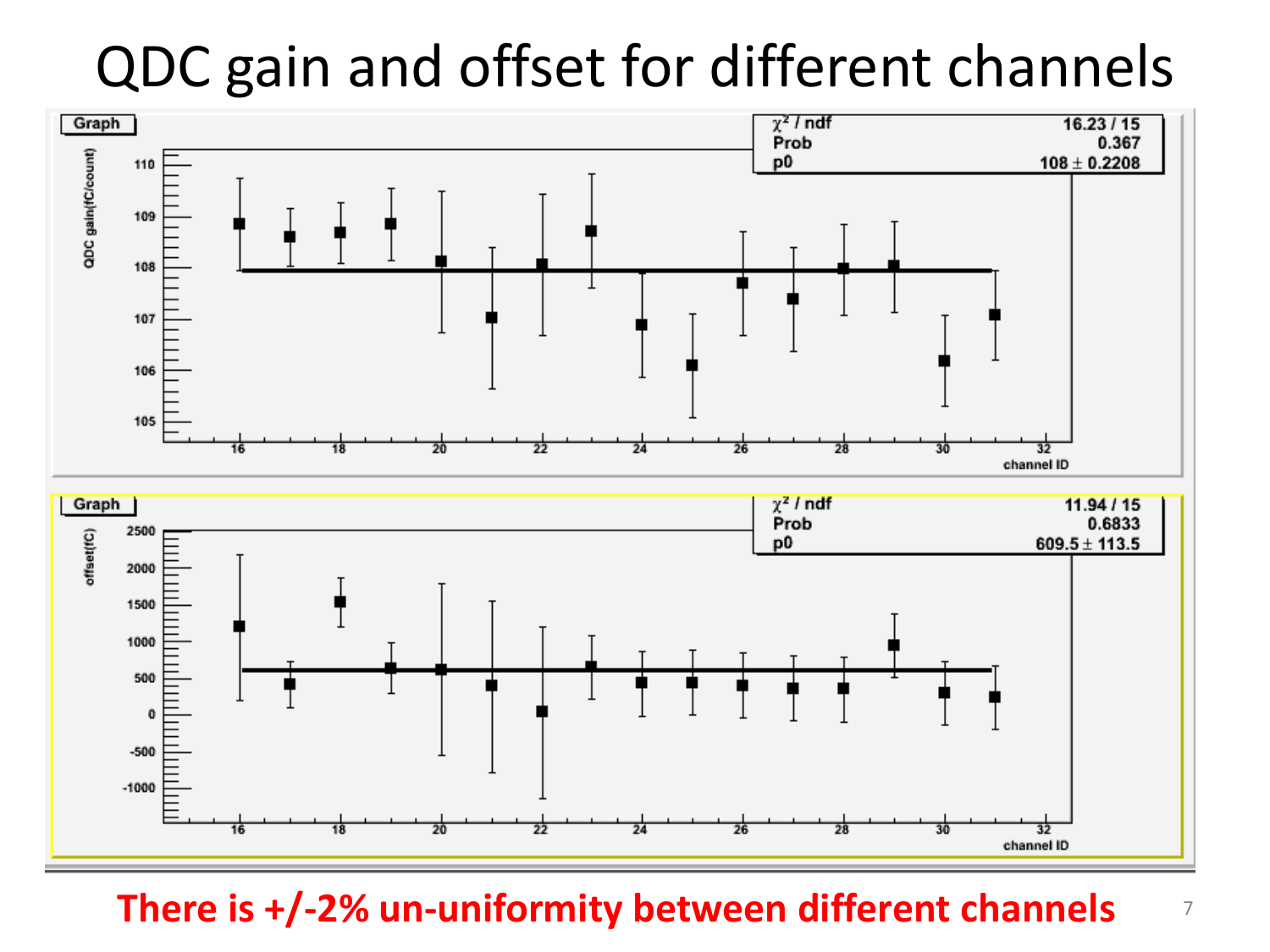# QDC gain and offset for different channels

Graph

| $\chi^2$ / ndf | 16.23 / 15 |
| --- | --- |
| Prob | 0.367 |
| p0 | 108 ± 0.2208 |

QDC gain(fC/count) vs. channel ID

Graph

| $\chi^2$ / ndf | 11.94 / 15 |
| --- | --- |
| Prob | 0.6833 |
| p0 | 609.5 ± 113.5 |

offset(fC) vs. channel ID

**There is +/-2% un-uniformity between different channels**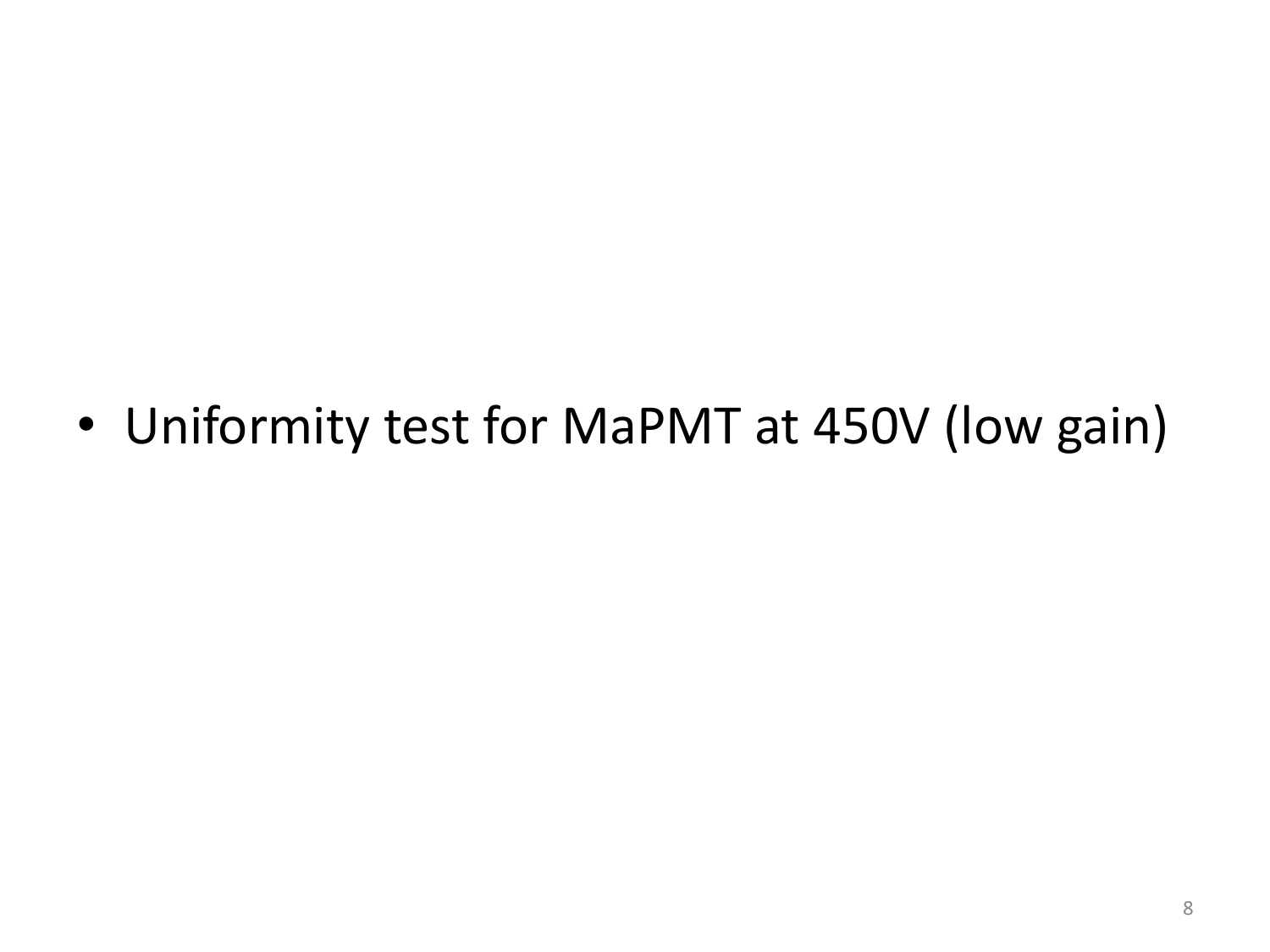- Uniformity test for MaPMT at 450V (low gain)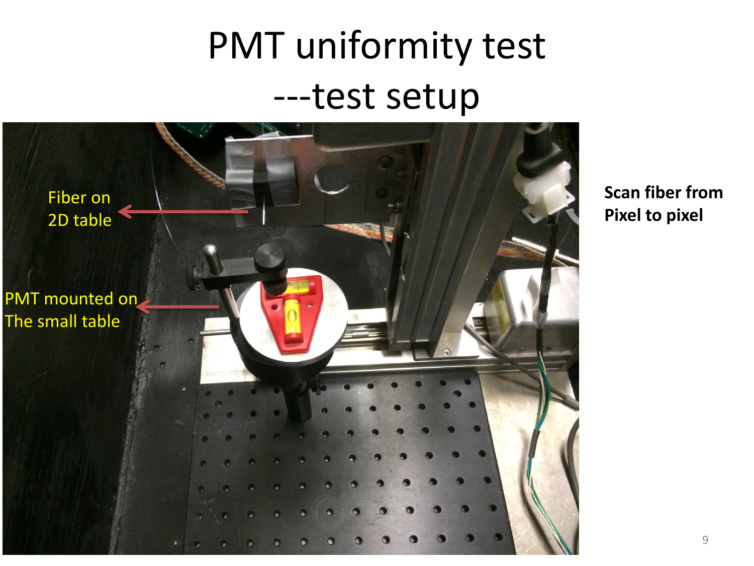# PMT uniformity test
## ---test setup

Fiber on 2D table

PMT mounted on The small table

**Scan fiber from Pixel to pixel**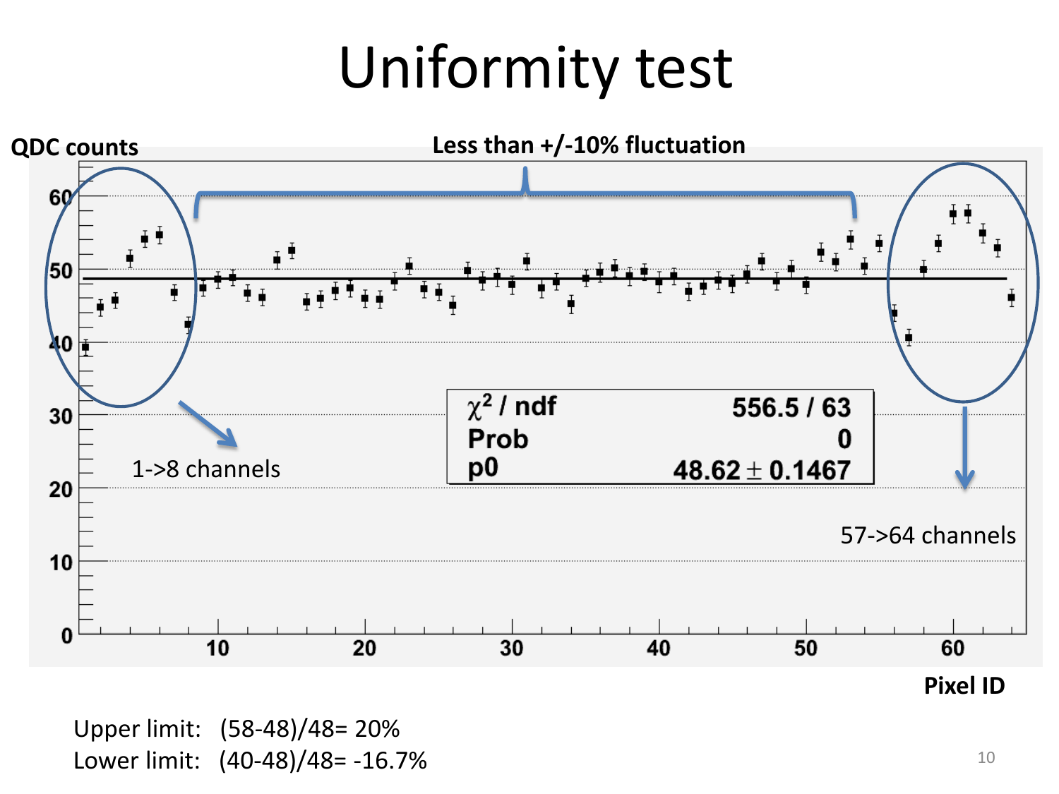# Uniformity test

QDC counts

Less than +/-10% fluctuation

| $\chi^2$ / ndf | 556.5 / 63 |
| --- | --- |
| Prob | 0 |
| p0 | 48.62 ± 0.1467 |

1->8 channels

57->64 channels

Pixel ID

Upper limit: (58-48)/48= 20%

Lower limit: (40-48)/48= -16.7%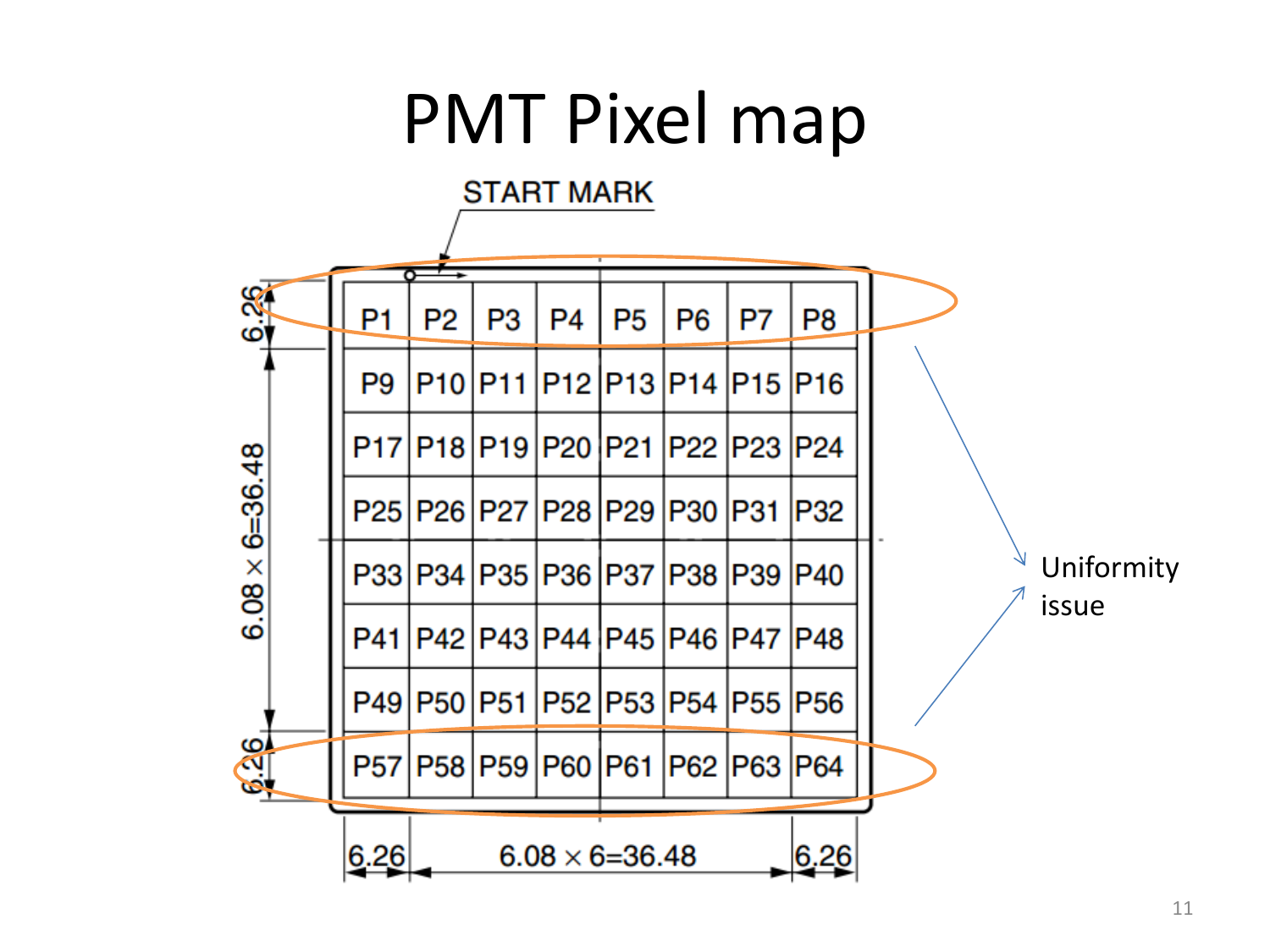# PMT Pixel map

START MARK

| P1 | P2 | P3 | P4 | P5 | P6 | P7 | P8 |
|---|---|---|---|---|---|---|---|
| P9 | P10 | P11 | P12 | P13 | P14 | P15 | P16 |
| P17 | P18 | P19 | P20 | P21 | P22 | P23 | P24 |
| P25 | P26 | P27 | P28 | P29 | P30 | P31 | P32 |
| P33 | P34 | P35 | P36 | P37 | P38 | P39 | P40 |
| P41 | P42 | P43 | P44 | P45 | P46 | P47 | P48 |
| P49 | P50 | P51 | P52 | P53 | P54 | P55 | P56 |
| P57 | P58 | P59 | P60 | P61 | P62 | P63 | P64 |

Dimensions: 6.26 | $6.08 \times 6 = 36.48$ | 6.26

Uniformity issue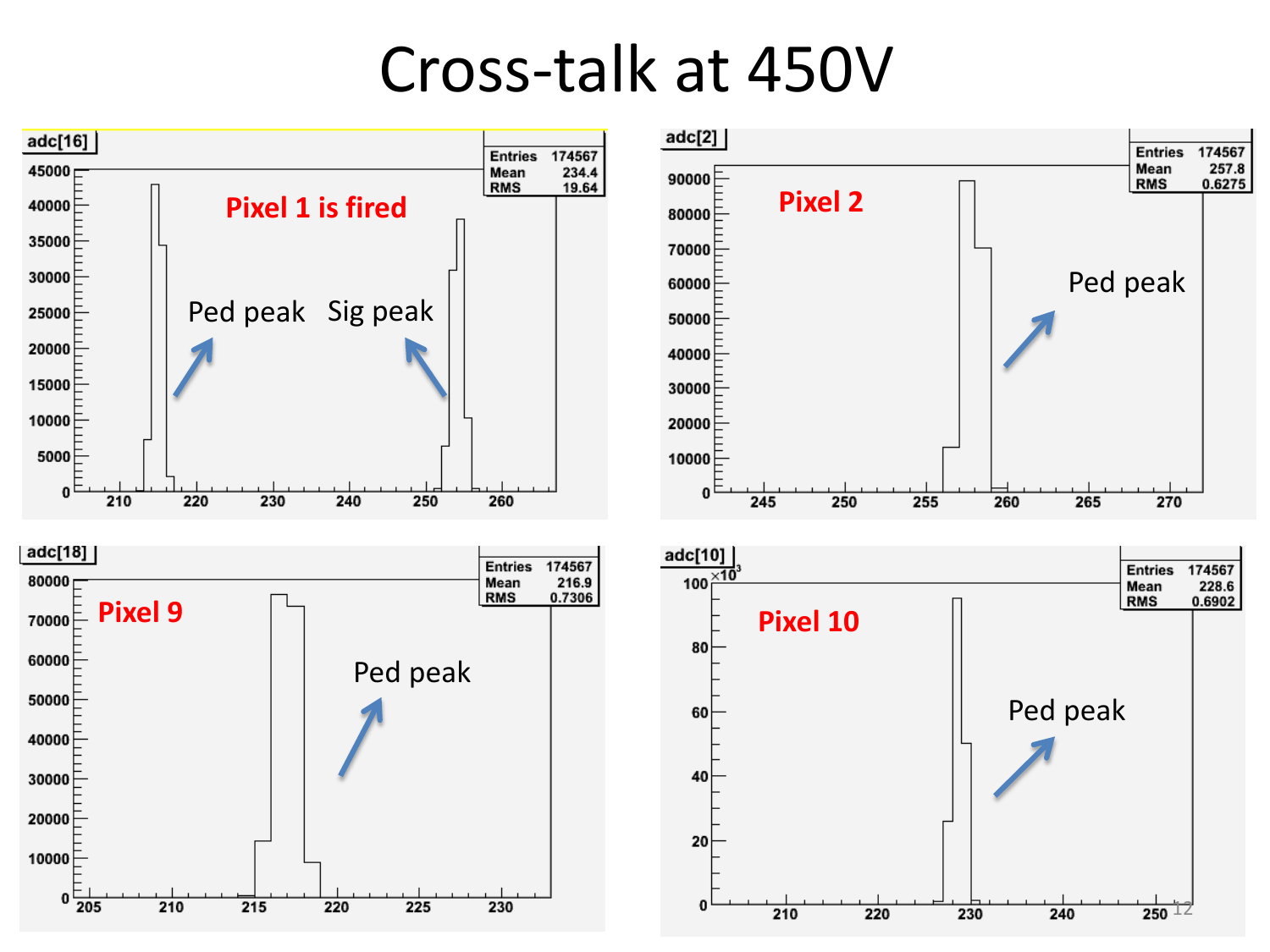# Cross-talk at 450V

adc[16]

Entries 174567
Mean 234.4
RMS 19.64

Pixel 1 is fired

Ped peak

Sig peak

45000
40000
35000
30000
25000
20000
15000
10000
5000
0

210 220 230 240 250 260

adc[2]

Entries 174567
Mean 257.8
RMS 0.6275

Pixel 2

Ped peak

90000
80000
70000
60000
50000
40000
30000
20000
10000
0

245 250 255 260 265 270

adc[18]

Entries 174567
Mean 216.9
RMS 0.7306

Pixel 9

Ped peak

80000
70000
60000
50000
40000
30000
20000
10000
0

205 210 215 220 225 230

adc[10]

Entries 174567
Mean 228.6
RMS 0.6902

Pixel 10

Ped peak

$\times 10^3$

100
80
60
40
20
0

210 220 230 240 250